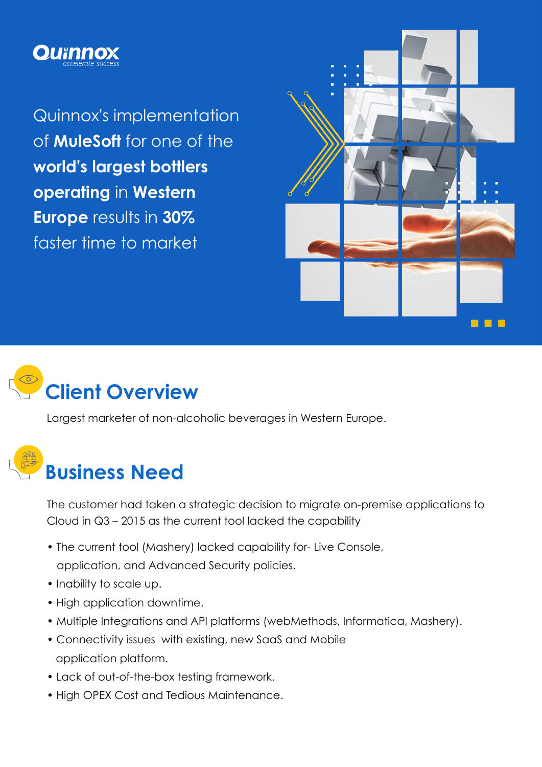**Quinnox** *accelerate success*

# Quinnox's implementation of **MuleSoft** for one of the **world's largest bottlers operating** in **Western Europe** results in **30%** faster time to market

## Client Overview

Largest marketer of non-alcoholic beverages in Western Europe.

## Business Need

The customer had taken a strategic decision to migrate on-premise applications to Cloud in Q3 – 2015 as the current tool lacked the capability

- The current tool (Mashery) lacked capability for- Live Console, application, and Advanced Security policies.
- Inability to scale up.
- High application downtime.
- Multiple Integrations and API platforms (webMethods, Informatica, Mashery).
- Connectivity issues with existing, new SaaS and Mobile application platform.
- Lack of out-of-the-box testing framework.
- High OPEX Cost and Tedious Maintenance.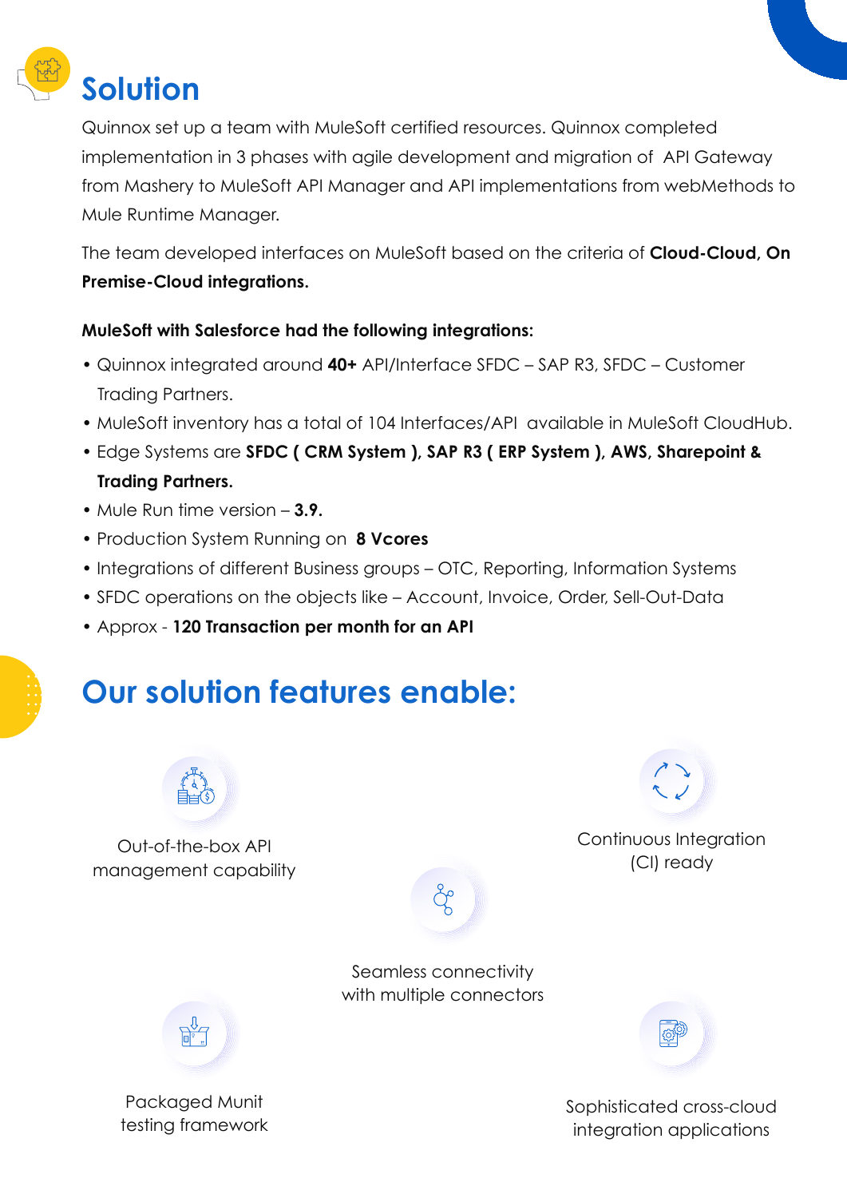# Solution

Quinnox set up a team with MuleSoft certified resources. Quinnox completed implementation in 3 phases with agile development and migration of API Gateway from Mashery to MuleSoft API Manager and API implementations from webMethods to Mule Runtime Manager.

The team developed interfaces on MuleSoft based on the criteria of **Cloud-Cloud, On Premise-Cloud integrations.**

**MuleSoft with Salesforce had the following integrations:**

- Quinnox integrated around **40+** API/Interface SFDC – SAP R3, SFDC – Customer Trading Partners.
- MuleSoft inventory has a total of 104 Interfaces/API available in MuleSoft CloudHub.
- Edge Systems are **SFDC ( CRM System ), SAP R3 ( ERP System ), AWS, Sharepoint & Trading Partners.**
- Mule Run time version – **3.9.**
- Production System Running on **8 Vcores**
- Integrations of different Business groups – OTC, Reporting, Information Systems
- SFDC operations on the objects like – Account, Invoice, Order, Sell-Out-Data
- Approx - **120 Transaction per month for an API**

# Our solution features enable:

Out-of-the-box API management capability

Continuous Integration (CI) ready

Seamless connectivity with multiple connectors

Packaged Munit testing framework

Sophisticated cross-cloud integration applications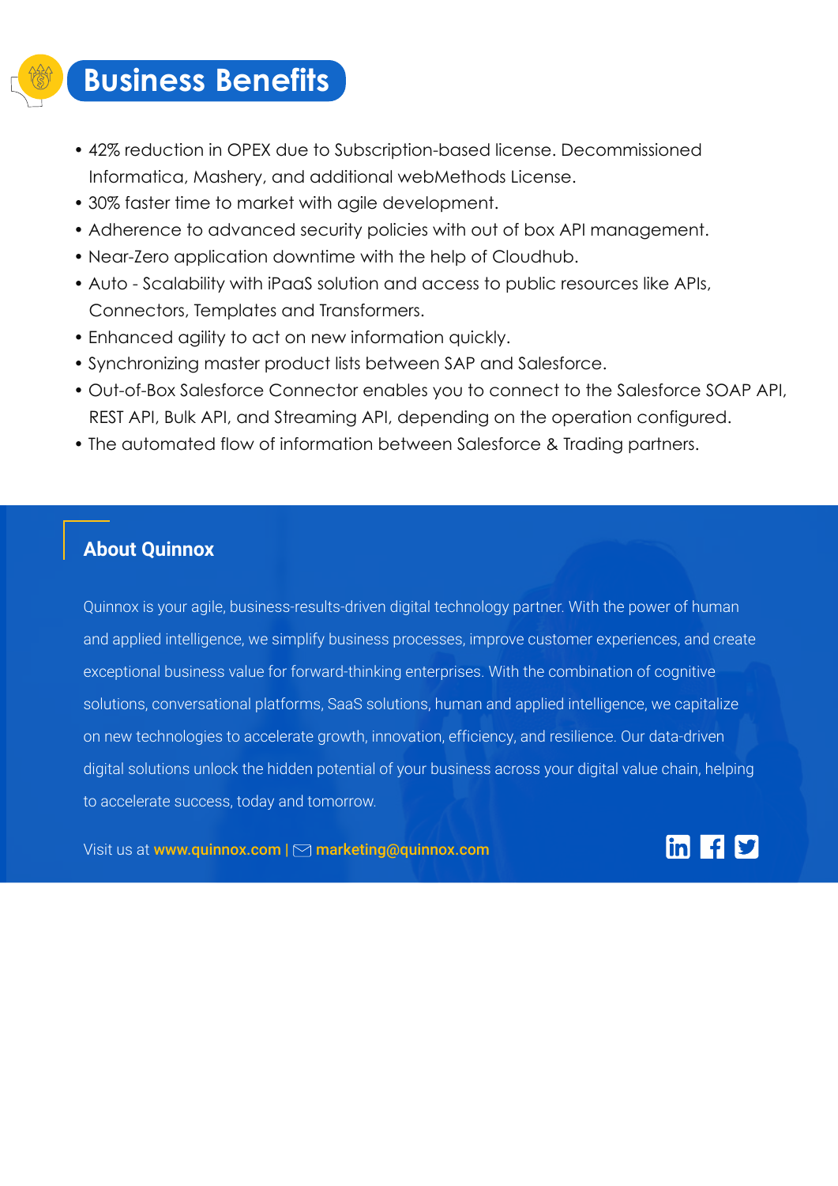## Business Benefits

- 42% reduction in OPEX due to Subscription-based license. Decommissioned Informatica, Mashery, and additional webMethods License.
- 30% faster time to market with agile development.
- Adherence to advanced security policies with out of box API management.
- Near-Zero application downtime with the help of Cloudhub.
- Auto - Scalability with iPaaS solution and access to public resources like APIs, Connectors, Templates and Transformers.
- Enhanced agility to act on new information quickly.
- Synchronizing master product lists between SAP and Salesforce.
- Out-of-Box Salesforce Connector enables you to connect to the Salesforce SOAP API, REST API, Bulk API, and Streaming API, depending on the operation configured.
- The automated flow of information between Salesforce & Trading partners.

### About Quinnox

Quinnox is your agile, business-results-driven digital technology partner. With the power of human and applied intelligence, we simplify business processes, improve customer experiences, and create exceptional business value for forward-thinking enterprises. With the combination of cognitive solutions, conversational platforms, SaaS solutions, human and applied intelligence, we capitalize on new technologies to accelerate growth, innovation, efficiency, and resilience. Our data-driven digital solutions unlock the hidden potential of your business across your digital value chain, helping to accelerate success, today and tomorrow.

Visit us at **www.quinnox.com** | **marketing@quinnox.com**